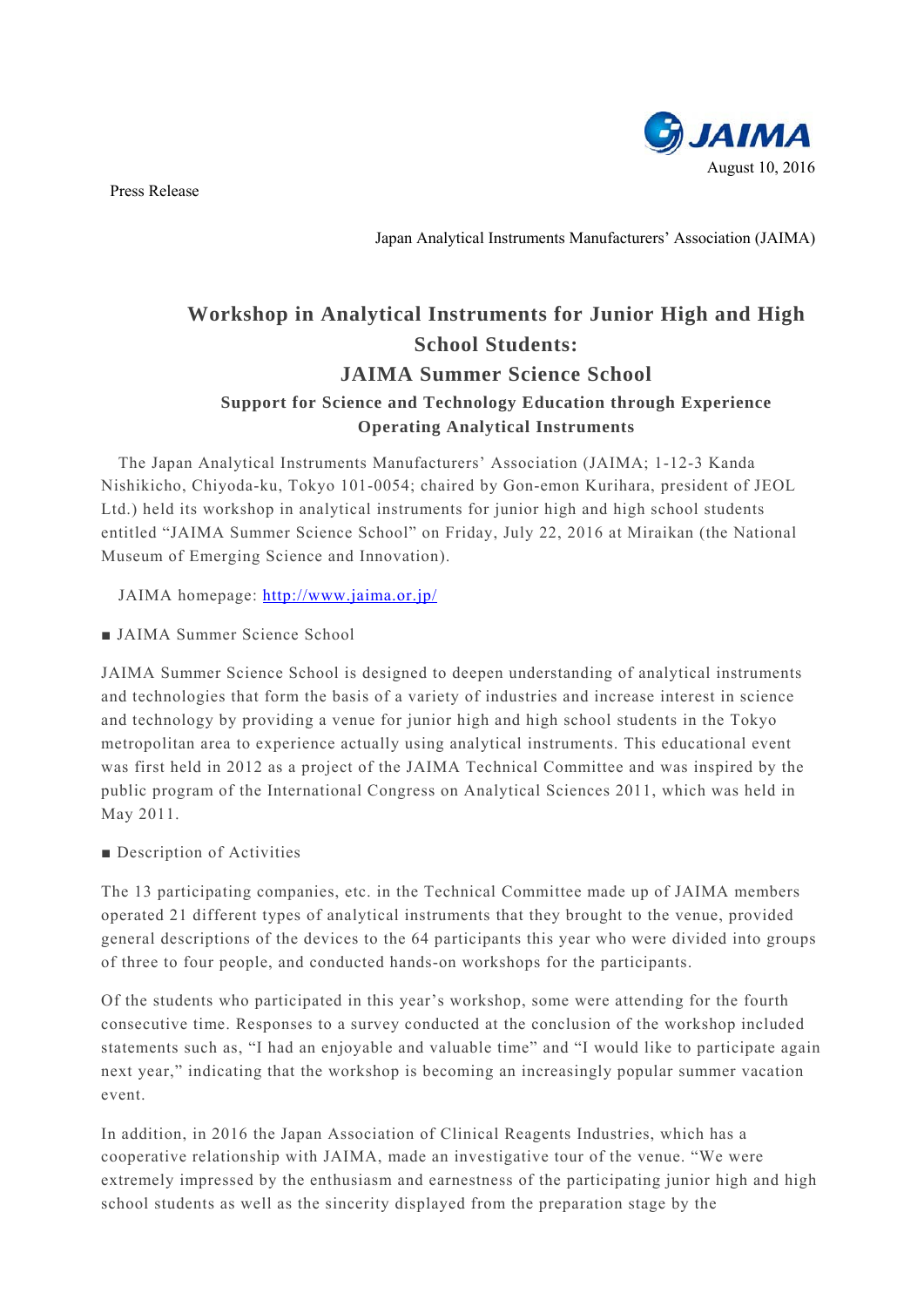August 10, 2016

Press Release

Japan Analytical Instruments Manufacturers' Association (JAIMA)

# Workshop in Analytical Instruments for Junior High and High School Students: JAIMA Summer Science School

### Support for Science and Technology Education through Experience Operating Analytical Instruments

The Japan Analytical Instruments Manufacturers' Association (JAIMA; 1-12-3 Kanda Nishikicho, Chiyoda-ku, Tokyo 101-0054; chaired by Gon-emon Kurihara, president of JEOL Ltd.) held its workshop in analytical instruments for junior high and high school students entitled "JAIMA Summer Science School" on Friday, July 22, 2016 at Miraikan (the National Museum of Emerging Science and Innovation).

JAIMA homepage: [http://www.jaima.or.jp/](http://www.jaima.or.jp/)

■ JAIMA Summer Science School

JAIMA Summer Science School is designed to deepen understanding of analytical instruments and technologies that form the basis of a variety of industries and increase interest in science and technology by providing a venue for junior high and high school students in the Tokyo metropolitan area to experience actually using analytical instruments. This educational event was first held in 2012 as a project of the JAIMA Technical Committee and was inspired by the public program of the International Congress on Analytical Sciences 2011, which was held in May 2011.

■ Description of Activities

The 13 participating companies, etc. in the Technical Committee made up of JAIMA members operated 21 different types of analytical instruments that they brought to the venue, provided general descriptions of the devices to the 64 participants this year who were divided into groups of three to four people, and conducted hands-on workshops for the participants.

Of the students who participated in this year's workshop, some were attending for the fourth consecutive time. Responses to a survey conducted at the conclusion of the workshop included statements such as, "I had an enjoyable and valuable time" and "I would like to participate again next year," indicating that the workshop is becoming an increasingly popular summer vacation event.

In addition, in 2016 the Japan Association of Clinical Reagents Industries, which has a cooperative relationship with JAIMA, made an investigative tour of the venue. "We were extremely impressed by the enthusiasm and earnestness of the participating junior high and high school students as well as the sincerity displayed from the preparation stage by the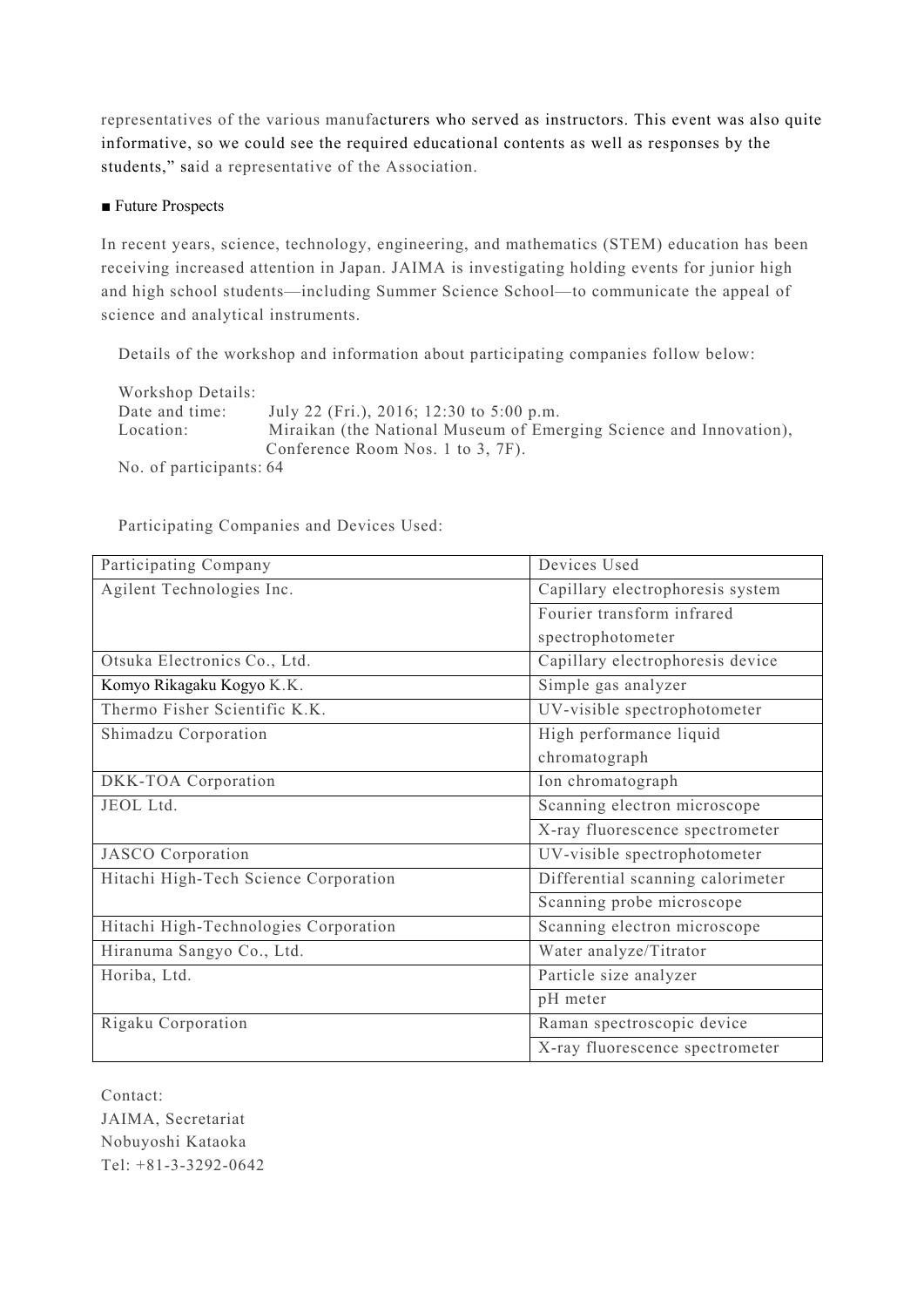representatives of the various manufacturers who served as instructors. This event was also quite informative, so we could see the required educational contents as well as responses by the students," said a representative of the Association.

■ Future Prospects

In recent years, science, technology, engineering, and mathematics (STEM) education has been receiving increased attention in Japan. JAIMA is investigating holding events for junior high and high school students—including Summer Science School—to communicate the appeal of science and analytical instruments.

Details of the workshop and information about participating companies follow below:

Workshop Details:
Date and time: July 22 (Fri.), 2016; 12:30 to 5:00 p.m.
Location: Miraikan (the National Museum of Emerging Science and Innovation), Conference Room Nos. 1 to 3, 7F).
No. of participants: 64

Participating Companies and Devices Used:

| Participating Company | Devices Used |
|---|---|
| Agilent Technologies Inc. | Capillary electrophoresis system |
| | Fourier transform infrared spectrophotometer |
| Otsuka Electronics Co., Ltd. | Capillary electrophoresis device |
| Komyo Rikagaku Kogyo K.K. | Simple gas analyzer |
| Thermo Fisher Scientific K.K. | UV-visible spectrophotometer |
| Shimadzu Corporation | High performance liquid chromatograph |
| DKK-TOA Corporation | Ion chromatograph |
| JEOL Ltd. | Scanning electron microscope |
| | X-ray fluorescence spectrometer |
| JASCO Corporation | UV-visible spectrophotometer |
| Hitachi High-Tech Science Corporation | Differential scanning calorimeter |
| | Scanning probe microscope |
| Hitachi High-Technologies Corporation | Scanning electron microscope |
| Hiranuma Sangyo Co., Ltd. | Water analyze/Titrator |
| Horiba, Ltd. | Particle size analyzer |
| | pH meter |
| Rigaku Corporation | Raman spectroscopic device |
| | X-ray fluorescence spectrometer |

Contact:
JAIMA, Secretariat
Nobuyoshi Kataoka
Tel: +81-3-3292-0642